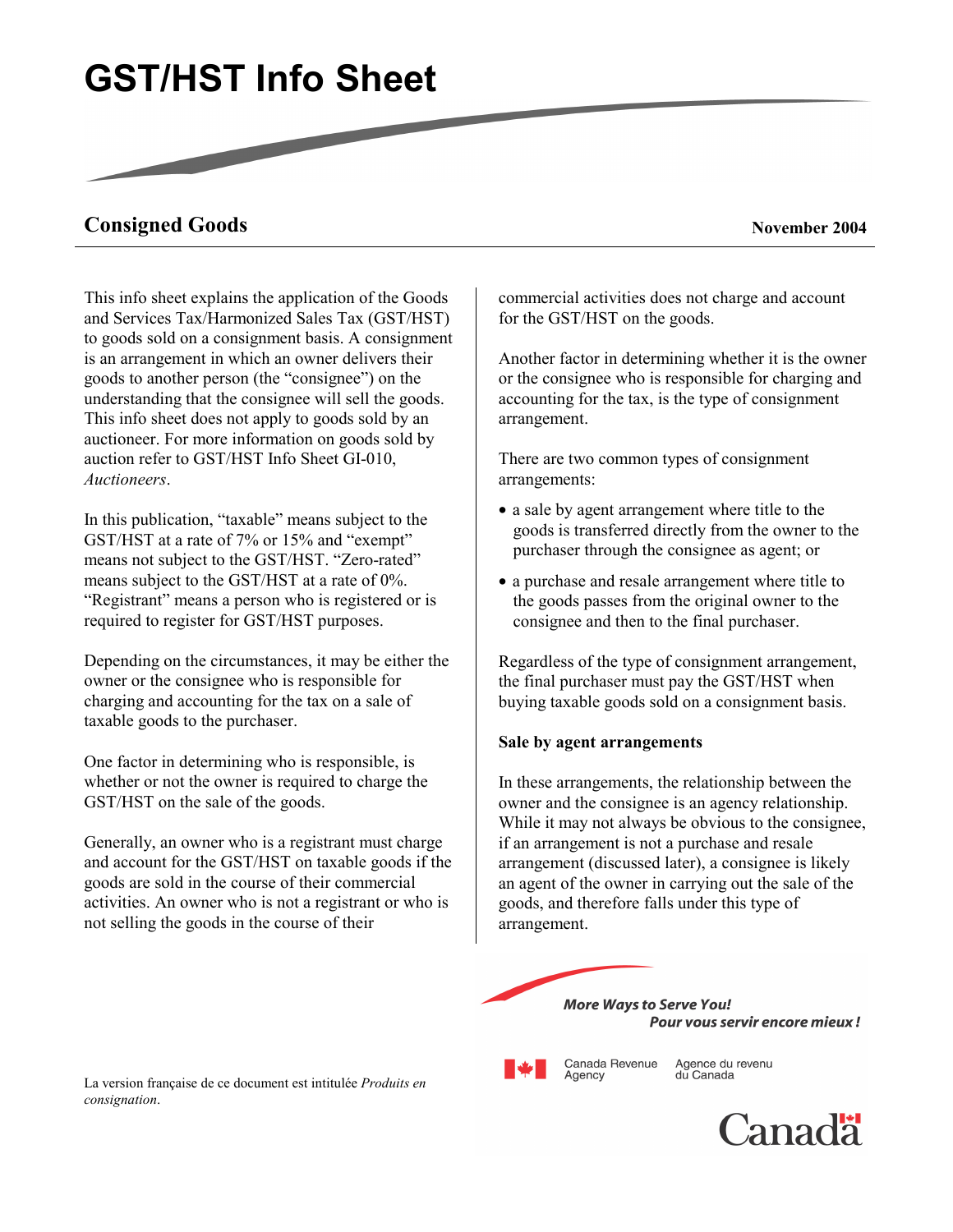# GST/HST Info Sheet

## Consigned Goods

**November 2004**

This info sheet explains the application of the Goods and Services Tax/Harmonized Sales Tax (GST/HST) to goods sold on a consignment basis. A consignment is an arrangement in which an owner delivers their goods to another person (the "consignee") on the understanding that the consignee will sell the goods. This info sheet does not apply to goods sold by an auctioneer. For more information on goods sold by auction refer to GST/HST Info Sheet GI-010, *Auctioneers*.

In this publication, "taxable" means subject to the GST/HST at a rate of 7% or 15% and "exempt" means not subject to the GST/HST. "Zero-rated" means subject to the GST/HST at a rate of 0%. "Registrant" means a person who is registered or is required to register for GST/HST purposes.

Depending on the circumstances, it may be either the owner or the consignee who is responsible for charging and accounting for the tax on a sale of taxable goods to the purchaser.

One factor in determining who is responsible, is whether or not the owner is required to charge the GST/HST on the sale of the goods.

Generally, an owner who is a registrant must charge and account for the GST/HST on taxable goods if the goods are sold in the course of their commercial activities. An owner who is not a registrant or who is not selling the goods in the course of their commercial activities does not charge and account for the GST/HST on the goods.

Another factor in determining whether it is the owner or the consignee who is responsible for charging and accounting for the tax, is the type of consignment arrangement.

There are two common types of consignment arrangements:

- a sale by agent arrangement where title to the goods is transferred directly from the owner to the purchaser through the consignee as agent; or
- a purchase and resale arrangement where title to the goods passes from the original owner to the consignee and then to the final purchaser.

Regardless of the type of consignment arrangement, the final purchaser must pay the GST/HST when buying taxable goods sold on a consignment basis.

### Sale by agent arrangements

In these arrangements, the relationship between the owner and the consignee is an agency relationship. While it may not always be obvious to the consignee, if an arrangement is not a purchase and resale arrangement (discussed later), a consignee is likely an agent of the owner in carrying out the sale of the goods, and therefore falls under this type of arrangement.

La version française de ce document est intitulée *Produits en consignation*.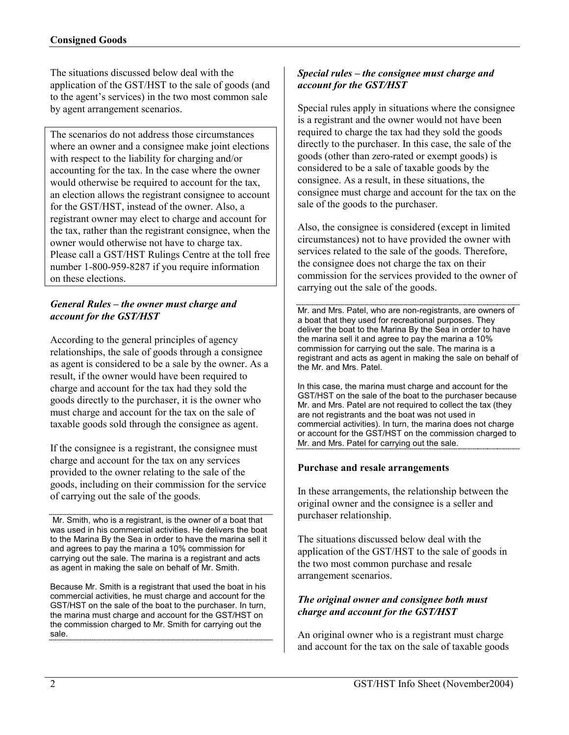The situations discussed below deal with the application of the GST/HST to the sale of goods (and to the agent's services) in the two most common sale by agent arrangement scenarios.

> The scenarios do not address those circumstances where an owner and a consignee make joint elections with respect to the liability for charging and/or accounting for the tax. In the case where the owner would otherwise be required to account for the tax, an election allows the registrant consignee to account for the GST/HST, instead of the owner. Also, a registrant owner may elect to charge and account for the tax, rather than the registrant consignee, when the owner would otherwise not have to charge tax. Please call a GST/HST Rulings Centre at the toll free number 1-800-959-8287 if you require information on these elections.

***General Rules – the owner must charge and account for the GST/HST***

According to the general principles of agency relationships, the sale of goods through a consignee as agent is considered to be a sale by the owner. As a result, if the owner would have been required to charge and account for the tax had they sold the goods directly to the purchaser, it is the owner who must charge and account for the tax on the sale of taxable goods sold through the consignee as agent.

If the consignee is a registrant, the consignee must charge and account for the tax on any services provided to the owner relating to the sale of the goods, including on their commission for the service of carrying out the sale of the goods.

---

Mr. Smith, who is a registrant, is the owner of a boat that was used in his commercial activities. He delivers the boat to the Marina By the Sea in order to have the marina sell it and agrees to pay the marina a 10% commission for carrying out the sale. The marina is a registrant and acts as agent in making the sale on behalf of Mr. Smith.

Because Mr. Smith is a registrant that used the boat in his commercial activities, he must charge and account for the GST/HST on the sale of the boat to the purchaser. In turn, the marina must charge and account for the GST/HST on the commission charged to Mr. Smith for carrying out the sale.

---

***Special rules – the consignee must charge and account for the GST/HST***

Special rules apply in situations where the consignee is a registrant and the owner would not have been required to charge the tax had they sold the goods directly to the purchaser. In this case, the sale of the goods (other than zero-rated or exempt goods) is considered to be a sale of taxable goods by the consignee. As a result, in these situations, the consignee must charge and account for the tax on the sale of the goods to the purchaser.

Also, the consignee is considered (except in limited circumstances) not to have provided the owner with services related to the sale of the goods. Therefore, the consignee does not charge the tax on their commission for the services provided to the owner of carrying out the sale of the goods.

---

Mr. and Mrs. Patel, who are non-registrants, are owners of a boat that they used for recreational purposes. They deliver the boat to the Marina By the Sea in order to have the marina sell it and agree to pay the marina a 10% commission for carrying out the sale. The marina is a registrant and acts as agent in making the sale on behalf of the Mr. and Mrs. Patel.

In this case, the marina must charge and account for the GST/HST on the sale of the boat to the purchaser because Mr. and Mrs. Patel are not required to collect the tax (they are not registrants and the boat was not used in commercial activities). In turn, the marina does not charge or account for the GST/HST on the commission charged to Mr. and Mrs. Patel for carrying out the sale.

---

**Purchase and resale arrangements**

In these arrangements, the relationship between the original owner and the consignee is a seller and purchaser relationship.

The situations discussed below deal with the application of the GST/HST to the sale of goods in the two most common purchase and resale arrangement scenarios.

***The original owner and consignee both must charge and account for the GST/HST***

An original owner who is a registrant must charge and account for the tax on the sale of taxable goods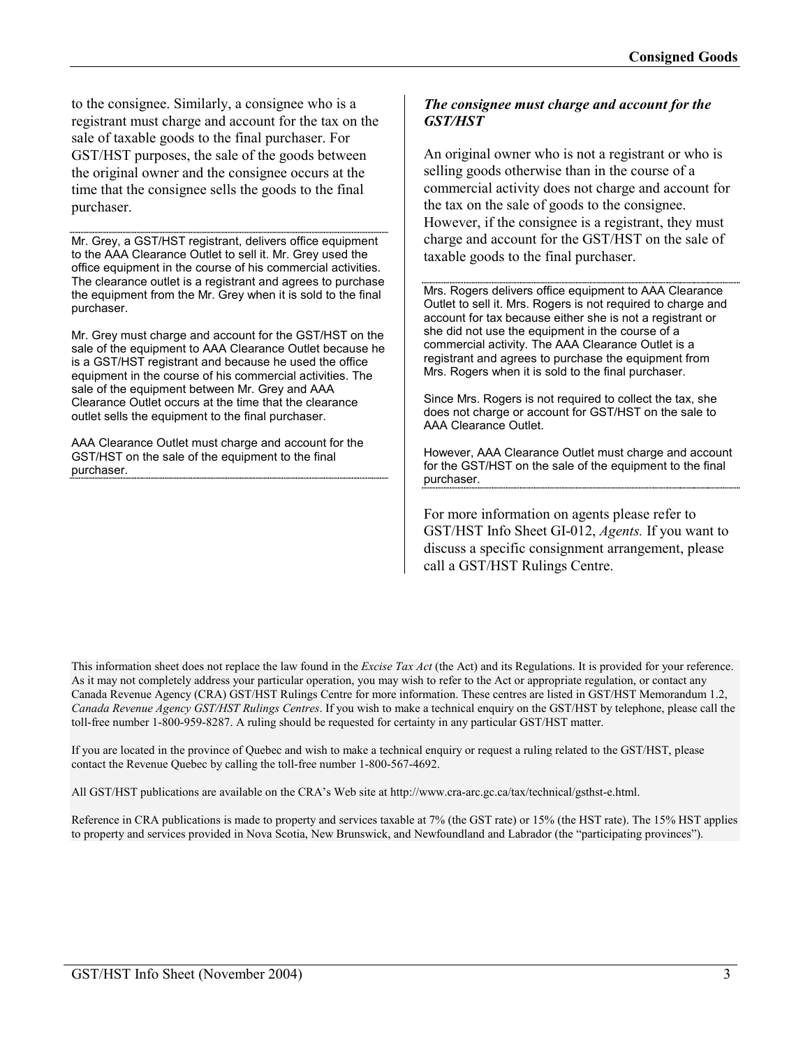to the consignee. Similarly, a consignee who is a registrant must charge and account for the tax on the sale of taxable goods to the final purchaser. For GST/HST purposes, the sale of the goods between the original owner and the consignee occurs at the time that the consignee sells the goods to the final purchaser.

Mr. Grey, a GST/HST registrant, delivers office equipment to the AAA Clearance Outlet to sell it. Mr. Grey used the office equipment in the course of his commercial activities. The clearance outlet is a registrant and agrees to purchase the equipment from the Mr. Grey when it is sold to the final purchaser.

Mr. Grey must charge and account for the GST/HST on the sale of the equipment to AAA Clearance Outlet because he is a GST/HST registrant and because he used the office equipment in the course of his commercial activities. The sale of the equipment between Mr. Grey and AAA Clearance Outlet occurs at the time that the clearance outlet sells the equipment to the final purchaser.

AAA Clearance Outlet must charge and account for the GST/HST on the sale of the equipment to the final purchaser.

***The consignee must charge and account for the GST/HST***

An original owner who is not a registrant or who is selling goods otherwise than in the course of a commercial activity does not charge and account for the tax on the sale of goods to the consignee. However, if the consignee is a registrant, they must charge and account for the GST/HST on the sale of taxable goods to the final purchaser.

Mrs. Rogers delivers office equipment to AAA Clearance Outlet to sell it. Mrs. Rogers is not required to charge and account for tax because either she is not a registrant or she did not use the equipment in the course of a commercial activity. The AAA Clearance Outlet is a registrant and agrees to purchase the equipment from Mrs. Rogers when it is sold to the final purchaser.

Since Mrs. Rogers is not required to collect the tax, she does not charge or account for GST/HST on the sale to AAA Clearance Outlet.

However, AAA Clearance Outlet must charge and account for the GST/HST on the sale of the equipment to the final purchaser.

For more information on agents please refer to GST/HST Info Sheet GI-012, *Agents.* If you want to discuss a specific consignment arrangement, please call a GST/HST Rulings Centre.

This information sheet does not replace the law found in the *Excise Tax Act* (the Act) and its Regulations. It is provided for your reference. As it may not completely address your particular operation, you may wish to refer to the Act or appropriate regulation, or contact any Canada Revenue Agency (CRA) GST/HST Rulings Centre for more information. These centres are listed in GST/HST Memorandum 1.2, *Canada Revenue Agency GST/HST Rulings Centres*. If you wish to make a technical enquiry on the GST/HST by telephone, please call the toll-free number 1-800-959-8287. A ruling should be requested for certainty in any particular GST/HST matter.

If you are located in the province of Quebec and wish to make a technical enquiry or request a ruling related to the GST/HST, please contact the Revenue Quebec by calling the toll-free number 1-800-567-4692.

All GST/HST publications are available on the CRA's Web site at http://www.cra-arc.gc.ca/tax/technical/gsthst-e.html.

Reference in CRA publications is made to property and services taxable at 7% (the GST rate) or 15% (the HST rate). The 15% HST applies to property and services provided in Nova Scotia, New Brunswick, and Newfoundland and Labrador (the "participating provinces").